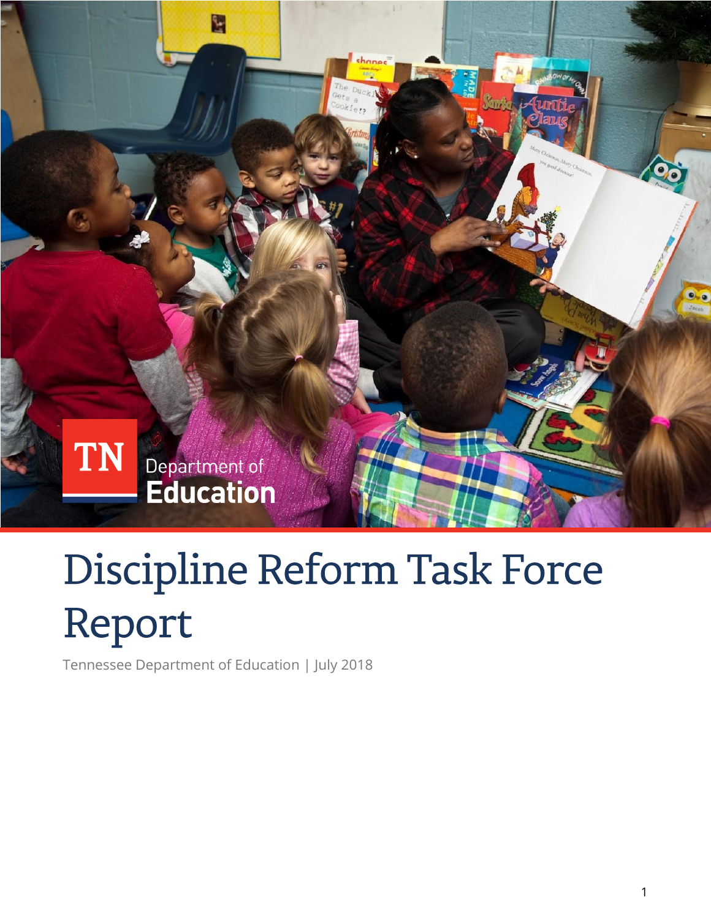TN Department of Education

# Discipline Reform Task Force Report

Tennessee Department of Education | July 2018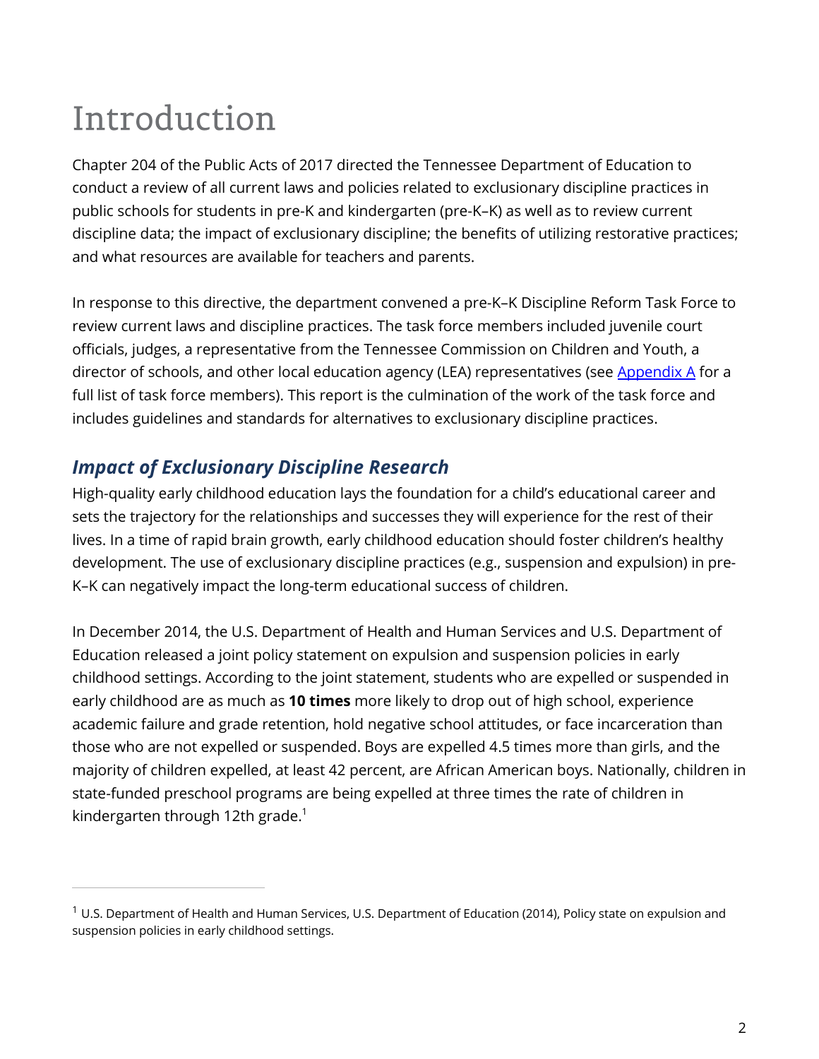# Introduction

Chapter 204 of the Public Acts of 2017 directed the Tennessee Department of Education to conduct a review of all current laws and policies related to exclusionary discipline practices in public schools for students in pre-K and kindergarten (pre-K–K) as well as to review current discipline data; the impact of exclusionary discipline; the benefits of utilizing restorative practices; and what resources are available for teachers and parents.

In response to this directive, the department convened a pre-K–K Discipline Reform Task Force to review current laws and discipline practices. The task force members included juvenile court officials, judges, a representative from the Tennessee Commission on Children and Youth, a director of schools, and other local education agency (LEA) representatives (see Appendix A for a full list of task force members). This report is the culmination of the work of the task force and includes guidelines and standards for alternatives to exclusionary discipline practices.

## *Impact of Exclusionary Discipline Research*

High-quality early childhood education lays the foundation for a child's educational career and sets the trajectory for the relationships and successes they will experience for the rest of their lives. In a time of rapid brain growth, early childhood education should foster children's healthy development. The use of exclusionary discipline practices (e.g., suspension and expulsion) in pre-K–K can negatively impact the long-term educational success of children.

In December 2014, the U.S. Department of Health and Human Services and U.S. Department of Education released a joint policy statement on expulsion and suspension policies in early childhood settings. According to the joint statement, students who are expelled or suspended in early childhood are as much as **10 times** more likely to drop out of high school, experience academic failure and grade retention, hold negative school attitudes, or face incarceration than those who are not expelled or suspended. Boys are expelled 4.5 times more than girls, and the majority of children expelled, at least 42 percent, are African American boys. Nationally, children in state-funded preschool programs are being expelled at three times the rate of children in kindergarten through 12th grade.[1]

---

[1] U.S. Department of Health and Human Services, U.S. Department of Education (2014), Policy state on expulsion and suspension policies in early childhood settings.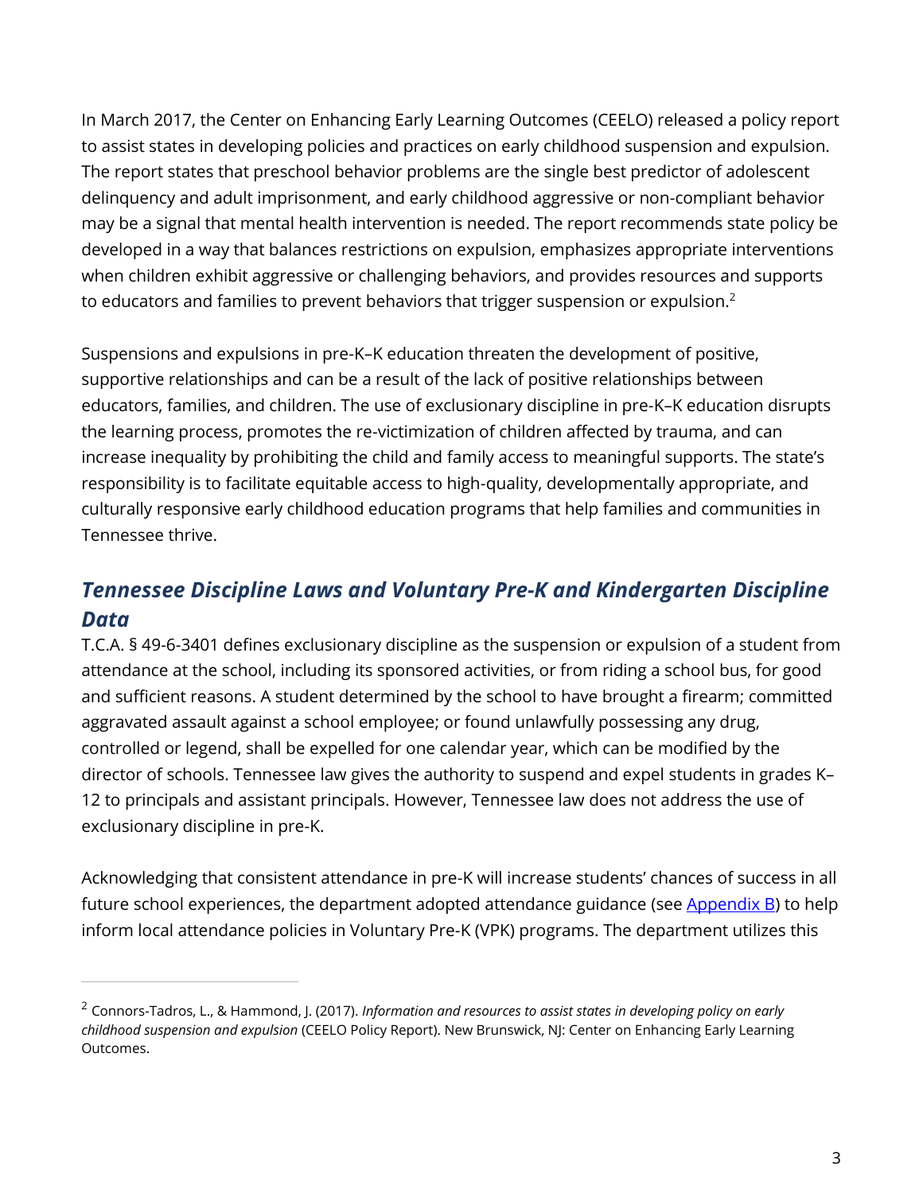In March 2017, the Center on Enhancing Early Learning Outcomes (CEELO) released a policy report to assist states in developing policies and practices on early childhood suspension and expulsion. The report states that preschool behavior problems are the single best predictor of adolescent delinquency and adult imprisonment, and early childhood aggressive or non-compliant behavior may be a signal that mental health intervention is needed. The report recommends state policy be developed in a way that balances restrictions on expulsion, emphasizes appropriate interventions when children exhibit aggressive or challenging behaviors, and provides resources and supports to educators and families to prevent behaviors that trigger suspension or expulsion.[2]

Suspensions and expulsions in pre-K–K education threaten the development of positive, supportive relationships and can be a result of the lack of positive relationships between educators, families, and children. The use of exclusionary discipline in pre-K–K education disrupts the learning process, promotes the re-victimization of children affected by trauma, and can increase inequality by prohibiting the child and family access to meaningful supports. The state's responsibility is to facilitate equitable access to high-quality, developmentally appropriate, and culturally responsive early childhood education programs that help families and communities in Tennessee thrive.

## *Tennessee Discipline Laws and Voluntary Pre-K and Kindergarten Discipline Data*

T.C.A. § 49-6-3401 defines exclusionary discipline as the suspension or expulsion of a student from attendance at the school, including its sponsored activities, or from riding a school bus, for good and sufficient reasons. A student determined by the school to have brought a firearm; committed aggravated assault against a school employee; or found unlawfully possessing any drug, controlled or legend, shall be expelled for one calendar year, which can be modified by the director of schools. Tennessee law gives the authority to suspend and expel students in grades K–12 to principals and assistant principals. However, Tennessee law does not address the use of exclusionary discipline in pre-K.

Acknowledging that consistent attendance in pre-K will increase students' chances of success in all future school experiences, the department adopted attendance guidance (see Appendix B) to help inform local attendance policies in Voluntary Pre-K (VPK) programs. The department utilizes this

[2] Connors-Tadros, L., & Hammond, J. (2017). *Information and resources to assist states in developing policy on early childhood suspension and expulsion* (CEELO Policy Report). New Brunswick, NJ: Center on Enhancing Early Learning Outcomes.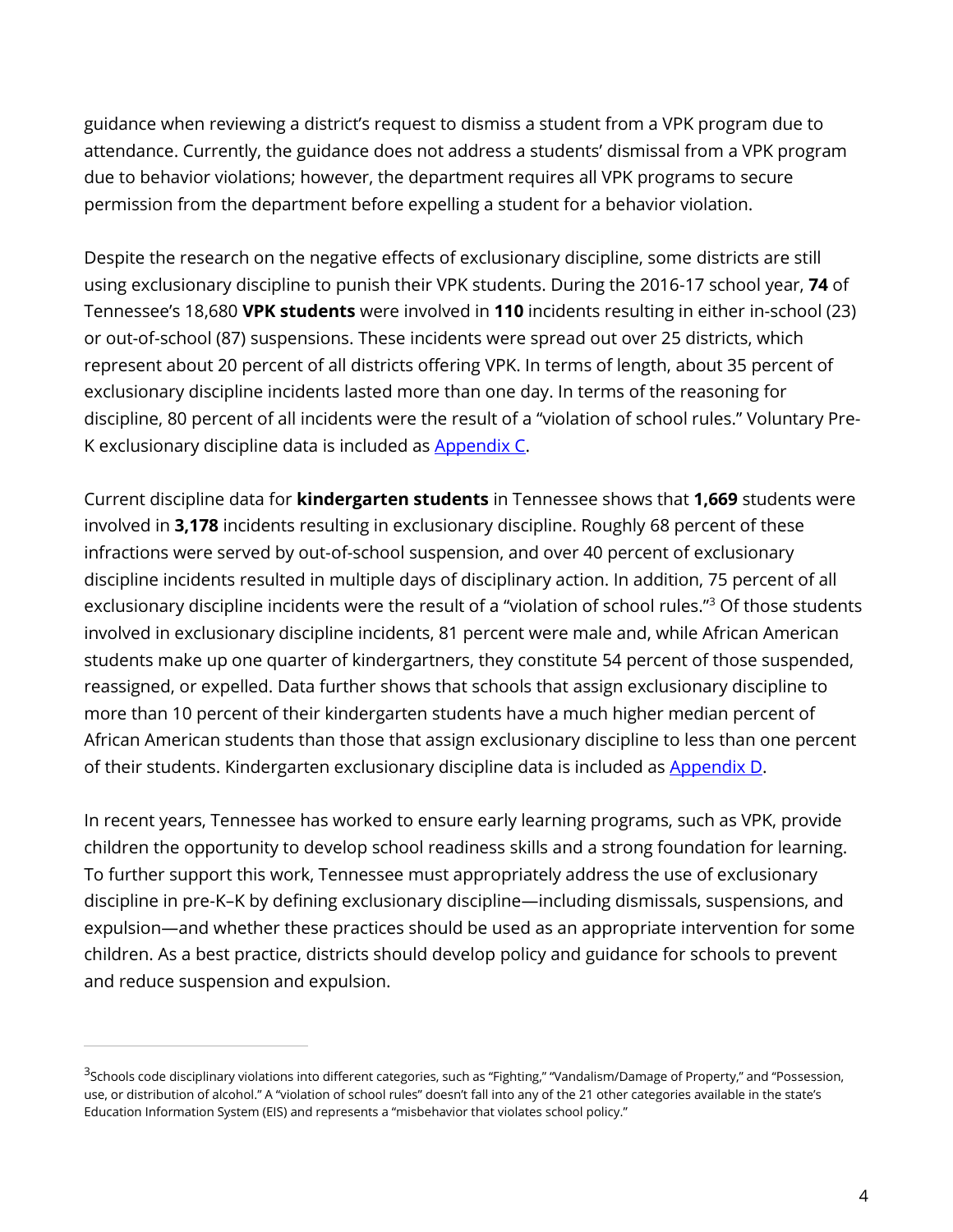guidance when reviewing a district's request to dismiss a student from a VPK program due to attendance. Currently, the guidance does not address a students' dismissal from a VPK program due to behavior violations; however, the department requires all VPK programs to secure permission from the department before expelling a student for a behavior violation.

Despite the research on the negative effects of exclusionary discipline, some districts are still using exclusionary discipline to punish their VPK students. During the 2016-17 school year, **74** of Tennessee's 18,680 **VPK students** were involved in **110** incidents resulting in either in-school (23) or out-of-school (87) suspensions. These incidents were spread out over 25 districts, which represent about 20 percent of all districts offering VPK. In terms of length, about 35 percent of exclusionary discipline incidents lasted more than one day. In terms of the reasoning for discipline, 80 percent of all incidents were the result of a "violation of school rules." Voluntary Pre-K exclusionary discipline data is included as Appendix C.

Current discipline data for **kindergarten students** in Tennessee shows that **1,669** students were involved in **3,178** incidents resulting in exclusionary discipline. Roughly 68 percent of these infractions were served by out-of-school suspension, and over 40 percent of exclusionary discipline incidents resulted in multiple days of disciplinary action. In addition, 75 percent of all exclusionary discipline incidents were the result of a "violation of school rules."[3] Of those students involved in exclusionary discipline incidents, 81 percent were male and, while African American students make up one quarter of kindergartners, they constitute 54 percent of those suspended, reassigned, or expelled. Data further shows that schools that assign exclusionary discipline to more than 10 percent of their kindergarten students have a much higher median percent of African American students than those that assign exclusionary discipline to less than one percent of their students. Kindergarten exclusionary discipline data is included as Appendix D.

In recent years, Tennessee has worked to ensure early learning programs, such as VPK, provide children the opportunity to develop school readiness skills and a strong foundation for learning. To further support this work, Tennessee must appropriately address the use of exclusionary discipline in pre-K–K by defining exclusionary discipline—including dismissals, suspensions, and expulsion—and whether these practices should be used as an appropriate intervention for some children. As a best practice, districts should develop policy and guidance for schools to prevent and reduce suspension and expulsion.

---

[3]Schools code disciplinary violations into different categories, such as "Fighting," "Vandalism/Damage of Property," and "Possession, use, or distribution of alcohol." A "violation of school rules" doesn't fall into any of the 21 other categories available in the state's Education Information System (EIS) and represents a "misbehavior that violates school policy."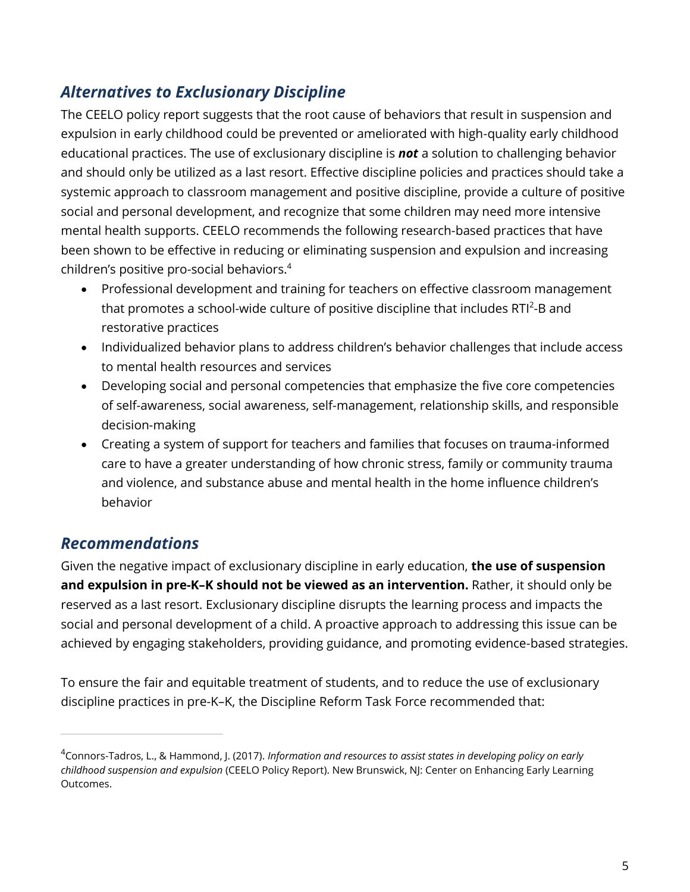## *Alternatives to Exclusionary Discipline*

The CEELO policy report suggests that the root cause of behaviors that result in suspension and expulsion in early childhood could be prevented or ameliorated with high-quality early childhood educational practices. The use of exclusionary discipline is ***not*** a solution to challenging behavior and should only be utilized as a last resort. Effective discipline policies and practices should take a systemic approach to classroom management and positive discipline, provide a culture of positive social and personal development, and recognize that some children may need more intensive mental health supports. CEELO recommends the following research-based practices that have been shown to be effective in reducing or eliminating suspension and expulsion and increasing children's positive pro-social behaviors.[4]

- Professional development and training for teachers on effective classroom management that promotes a school-wide culture of positive discipline that includes RTI$^2$-B and restorative practices
- Individualized behavior plans to address children's behavior challenges that include access to mental health resources and services
- Developing social and personal competencies that emphasize the five core competencies of self-awareness, social awareness, self-management, relationship skills, and responsible decision-making
- Creating a system of support for teachers and families that focuses on trauma-informed care to have a greater understanding of how chronic stress, family or community trauma and violence, and substance abuse and mental health in the home influence children's behavior

## *Recommendations*

Given the negative impact of exclusionary discipline in early education, **the use of suspension and expulsion in pre-K–K should not be viewed as an intervention.** Rather, it should only be reserved as a last resort. Exclusionary discipline disrupts the learning process and impacts the social and personal development of a child. A proactive approach to addressing this issue can be achieved by engaging stakeholders, providing guidance, and promoting evidence-based strategies.

To ensure the fair and equitable treatment of students, and to reduce the use of exclusionary discipline practices in pre-K–K, the Discipline Reform Task Force recommended that:

---

[4] Connors-Tadros, L., & Hammond, J. (2017). *Information and resources to assist states in developing policy on early childhood suspension and expulsion* (CEELO Policy Report). New Brunswick, NJ: Center on Enhancing Early Learning Outcomes.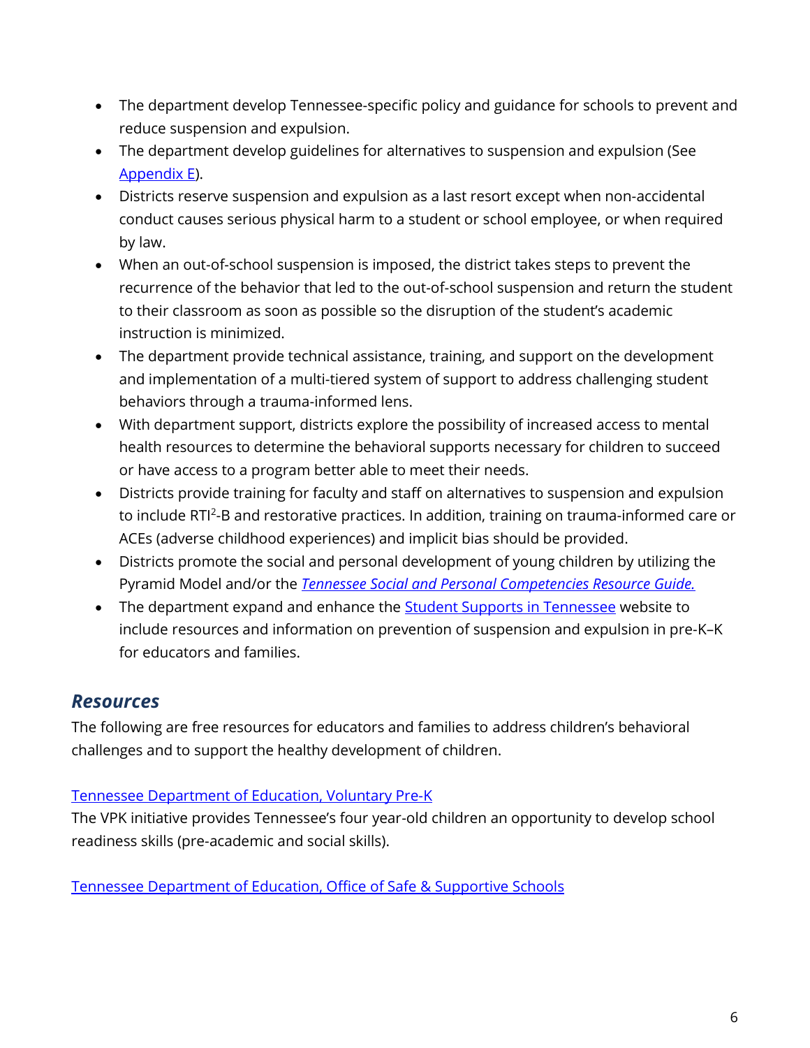- The department develop Tennessee-specific policy and guidance for schools to prevent and reduce suspension and expulsion.
- The department develop guidelines for alternatives to suspension and expulsion (See Appendix E).
- Districts reserve suspension and expulsion as a last resort except when non-accidental conduct causes serious physical harm to a student or school employee, or when required by law.
- When an out-of-school suspension is imposed, the district takes steps to prevent the recurrence of the behavior that led to the out-of-school suspension and return the student to their classroom as soon as possible so the disruption of the student's academic instruction is minimized.
- The department provide technical assistance, training, and support on the development and implementation of a multi-tiered system of support to address challenging student behaviors through a trauma-informed lens.
- With department support, districts explore the possibility of increased access to mental health resources to determine the behavioral supports necessary for children to succeed or have access to a program better able to meet their needs.
- Districts provide training for faculty and staff on alternatives to suspension and expulsion to include $RTI^2$-B and restorative practices. In addition, training on trauma-informed care or ACEs (adverse childhood experiences) and implicit bias should be provided.
- Districts promote the social and personal development of young children by utilizing the Pyramid Model and/or the *Tennessee Social and Personal Competencies Resource Guide.*
- The department expand and enhance the Student Supports in Tennessee website to include resources and information on prevention of suspension and expulsion in pre-K–K for educators and families.

### ***Resources***

The following are free resources for educators and families to address children's behavioral challenges and to support the healthy development of children.

Tennessee Department of Education, Voluntary Pre-K
The VPK initiative provides Tennessee's four year-old children an opportunity to develop school readiness skills (pre-academic and social skills).

Tennessee Department of Education, Office of Safe & Supportive Schools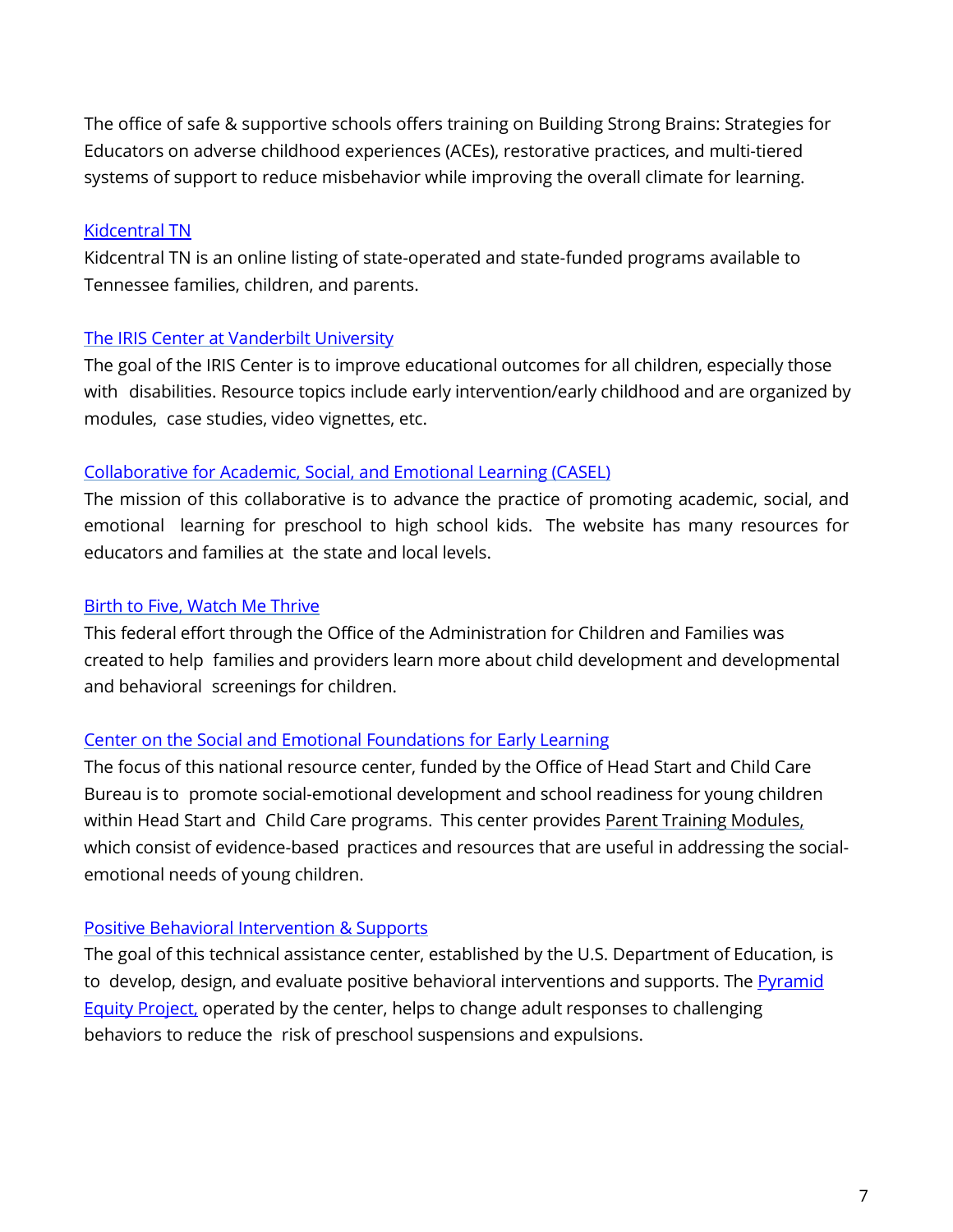The office of safe & supportive schools offers training on Building Strong Brains: Strategies for Educators on adverse childhood experiences (ACEs), restorative practices, and multi-tiered systems of support to reduce misbehavior while improving the overall climate for learning.

Kidcentral TN

Kidcentral TN is an online listing of state-operated and state-funded programs available to Tennessee families, children, and parents.

The IRIS Center at Vanderbilt University

The goal of the IRIS Center is to improve educational outcomes for all children, especially those with disabilities. Resource topics include early intervention/early childhood and are organized by modules, case studies, video vignettes, etc.

Collaborative for Academic, Social, and Emotional Learning (CASEL)

The mission of this collaborative is to advance the practice of promoting academic, social, and emotional learning for preschool to high school kids. The website has many resources for educators and families at the state and local levels.

Birth to Five, Watch Me Thrive

This federal effort through the Office of the Administration for Children and Families was created to help families and providers learn more about child development and developmental and behavioral screenings for children.

Center on the Social and Emotional Foundations for Early Learning

The focus of this national resource center, funded by the Office of Head Start and Child Care Bureau is to promote social-emotional development and school readiness for young children within Head Start and Child Care programs. This center provides Parent Training Modules, which consist of evidence-based practices and resources that are useful in addressing the social-emotional needs of young children.

Positive Behavioral Intervention & Supports

The goal of this technical assistance center, established by the U.S. Department of Education, is to develop, design, and evaluate positive behavioral interventions and supports. The Pyramid Equity Project, operated by the center, helps to change adult responses to challenging behaviors to reduce the risk of preschool suspensions and expulsions.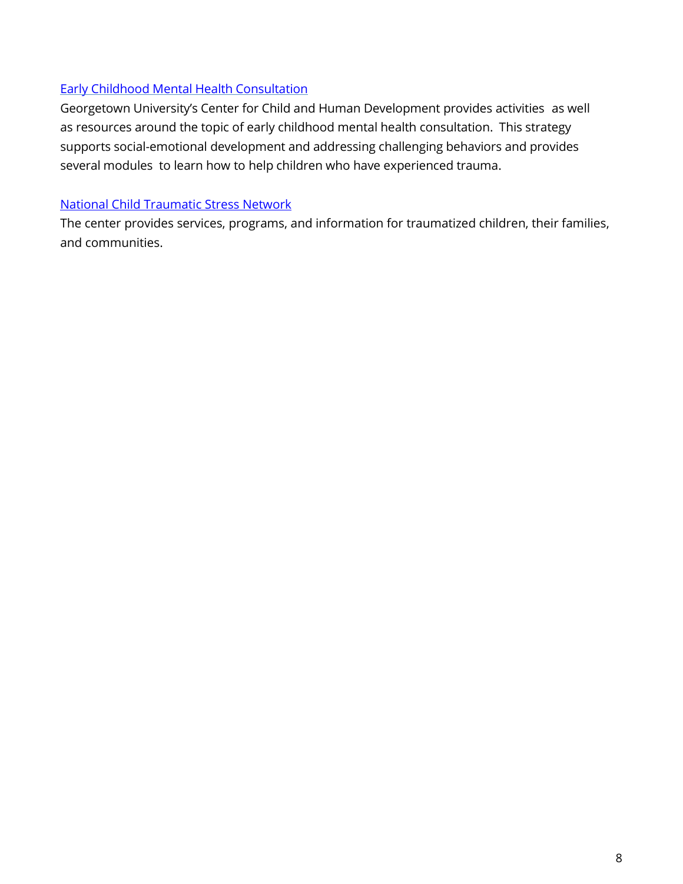[Early Childhood Mental Health Consultation]

Georgetown University's Center for Child and Human Development provides activities as well as resources around the topic of early childhood mental health consultation. This strategy supports social-emotional development and addressing challenging behaviors and provides several modules to learn how to help children who have experienced trauma.

[National Child Traumatic Stress Network]

The center provides services, programs, and information for traumatized children, their families, and communities.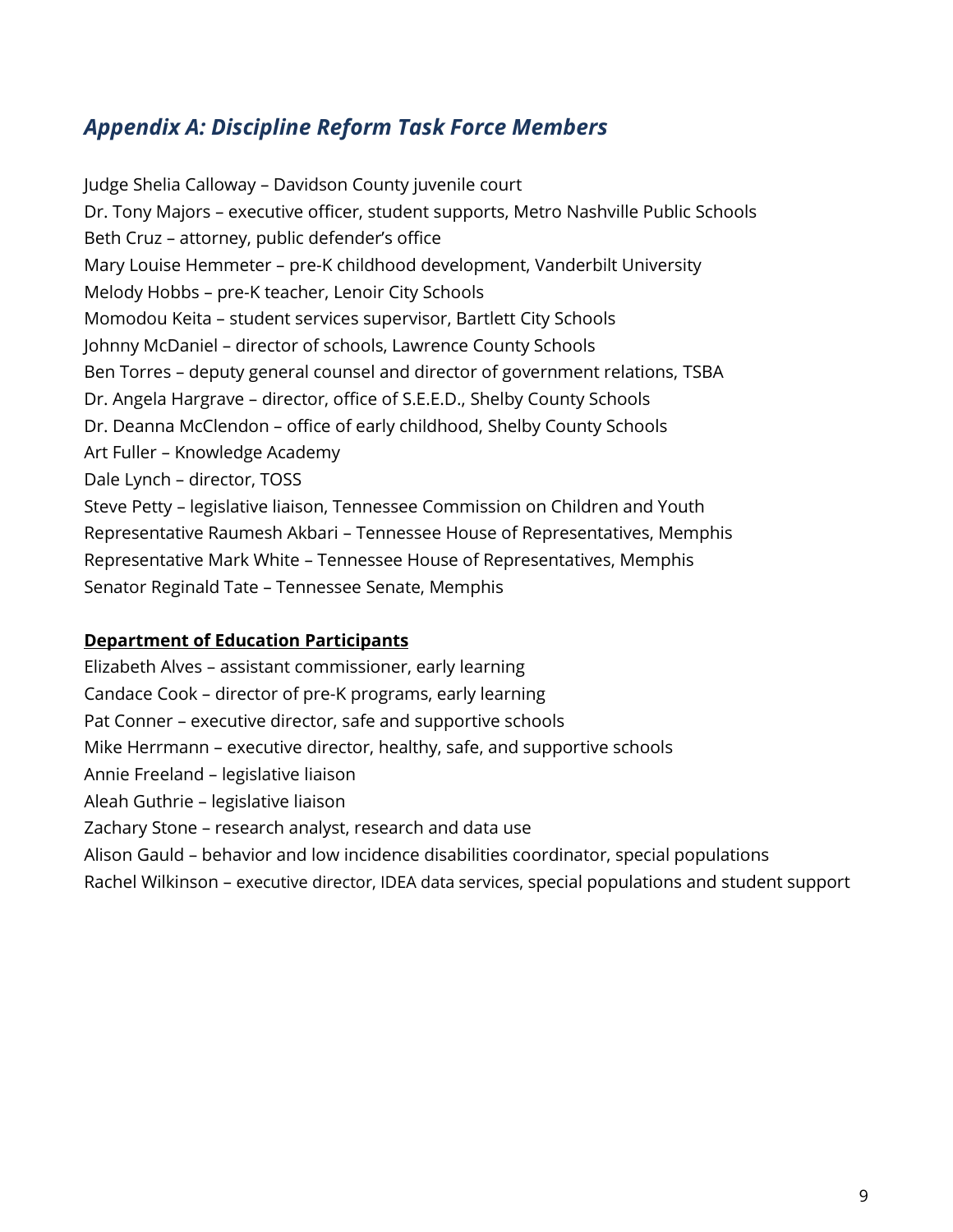## *Appendix A: Discipline Reform Task Force Members*

Judge Shelia Calloway – Davidson County juvenile court
Dr. Tony Majors – executive officer, student supports, Metro Nashville Public Schools
Beth Cruz – attorney, public defender's office
Mary Louise Hemmeter – pre-K childhood development, Vanderbilt University
Melody Hobbs – pre-K teacher, Lenoir City Schools
Momodou Keita – student services supervisor, Bartlett City Schools
Johnny McDaniel – director of schools, Lawrence County Schools
Ben Torres – deputy general counsel and director of government relations, TSBA
Dr. Angela Hargrave – director, office of S.E.E.D., Shelby County Schools
Dr. Deanna McClendon – office of early childhood, Shelby County Schools
Art Fuller – Knowledge Academy
Dale Lynch – director, TOSS
Steve Petty – legislative liaison, Tennessee Commission on Children and Youth
Representative Raumesh Akbari – Tennessee House of Representatives, Memphis
Representative Mark White – Tennessee House of Representatives, Memphis
Senator Reginald Tate – Tennessee Senate, Memphis

**Department of Education Participants**

Elizabeth Alves – assistant commissioner, early learning
Candace Cook – director of pre-K programs, early learning
Pat Conner – executive director, safe and supportive schools
Mike Herrmann – executive director, healthy, safe, and supportive schools
Annie Freeland – legislative liaison
Aleah Guthrie – legislative liaison
Zachary Stone – research analyst, research and data use
Alison Gauld – behavior and low incidence disabilities coordinator, special populations
Rachel Wilkinson – executive director, IDEA data services, special populations and student support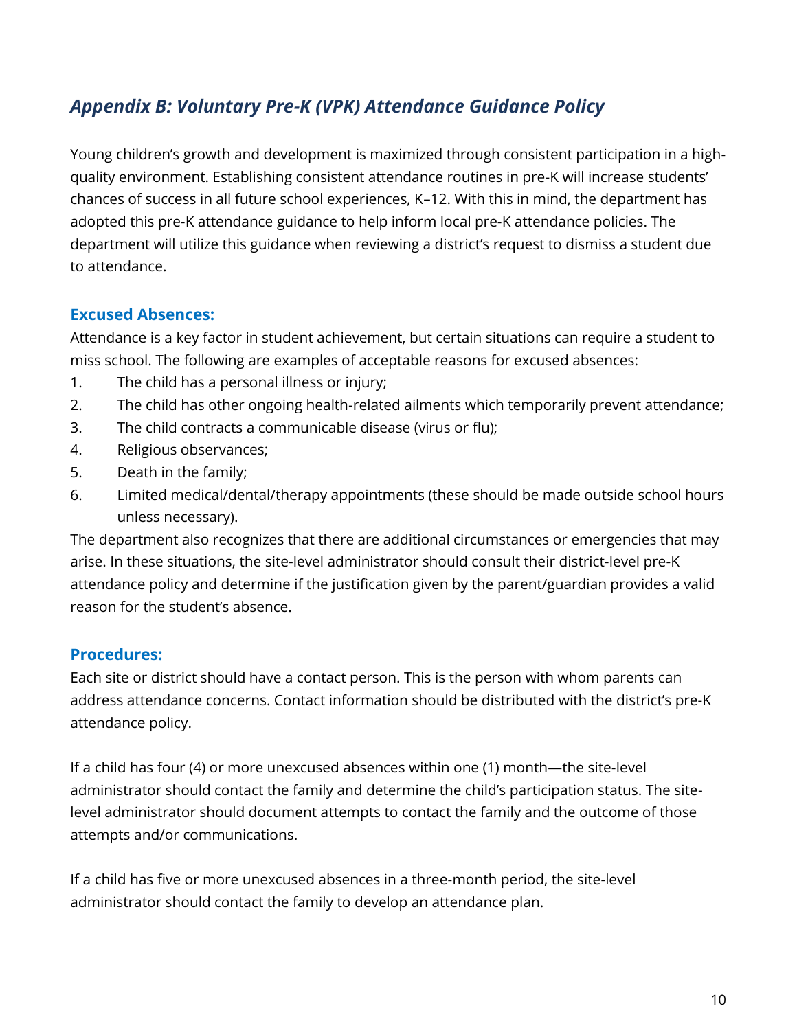## *Appendix B: Voluntary Pre-K (VPK) Attendance Guidance Policy*

Young children's growth and development is maximized through consistent participation in a high-quality environment. Establishing consistent attendance routines in pre-K will increase students' chances of success in all future school experiences, K–12. With this in mind, the department has adopted this pre-K attendance guidance to help inform local pre-K attendance policies. The department will utilize this guidance when reviewing a district's request to dismiss a student due to attendance.

### Excused Absences:

Attendance is a key factor in student achievement, but certain situations can require a student to miss school. The following are examples of acceptable reasons for excused absences:

1. The child has a personal illness or injury;
2. The child has other ongoing health-related ailments which temporarily prevent attendance;
3. The child contracts a communicable disease (virus or flu);
4. Religious observances;
5. Death in the family;
6. Limited medical/dental/therapy appointments (these should be made outside school hours unless necessary).

The department also recognizes that there are additional circumstances or emergencies that may arise. In these situations, the site-level administrator should consult their district-level pre-K attendance policy and determine if the justification given by the parent/guardian provides a valid reason for the student's absence.

### Procedures:

Each site or district should have a contact person. This is the person with whom parents can address attendance concerns. Contact information should be distributed with the district's pre-K attendance policy.

If a child has four (4) or more unexcused absences within one (1) month—the site-level administrator should contact the family and determine the child's participation status. The site-level administrator should document attempts to contact the family and the outcome of those attempts and/or communications.

If a child has five or more unexcused absences in a three-month period, the site-level administrator should contact the family to develop an attendance plan.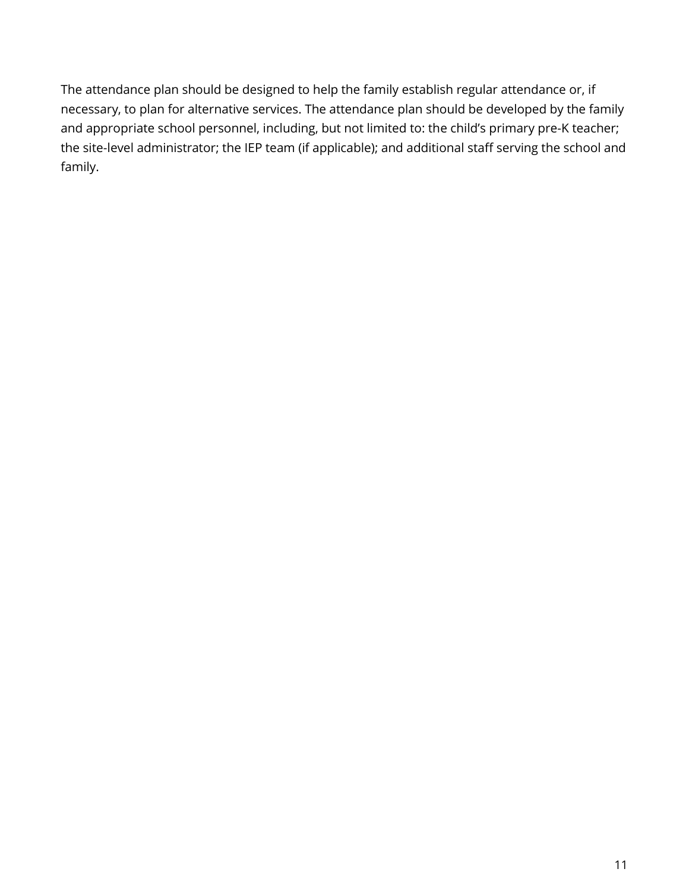The attendance plan should be designed to help the family establish regular attendance or, if necessary, to plan for alternative services. The attendance plan should be developed by the family and appropriate school personnel, including, but not limited to: the child's primary pre-K teacher; the site-level administrator; the IEP team (if applicable); and additional staff serving the school and family.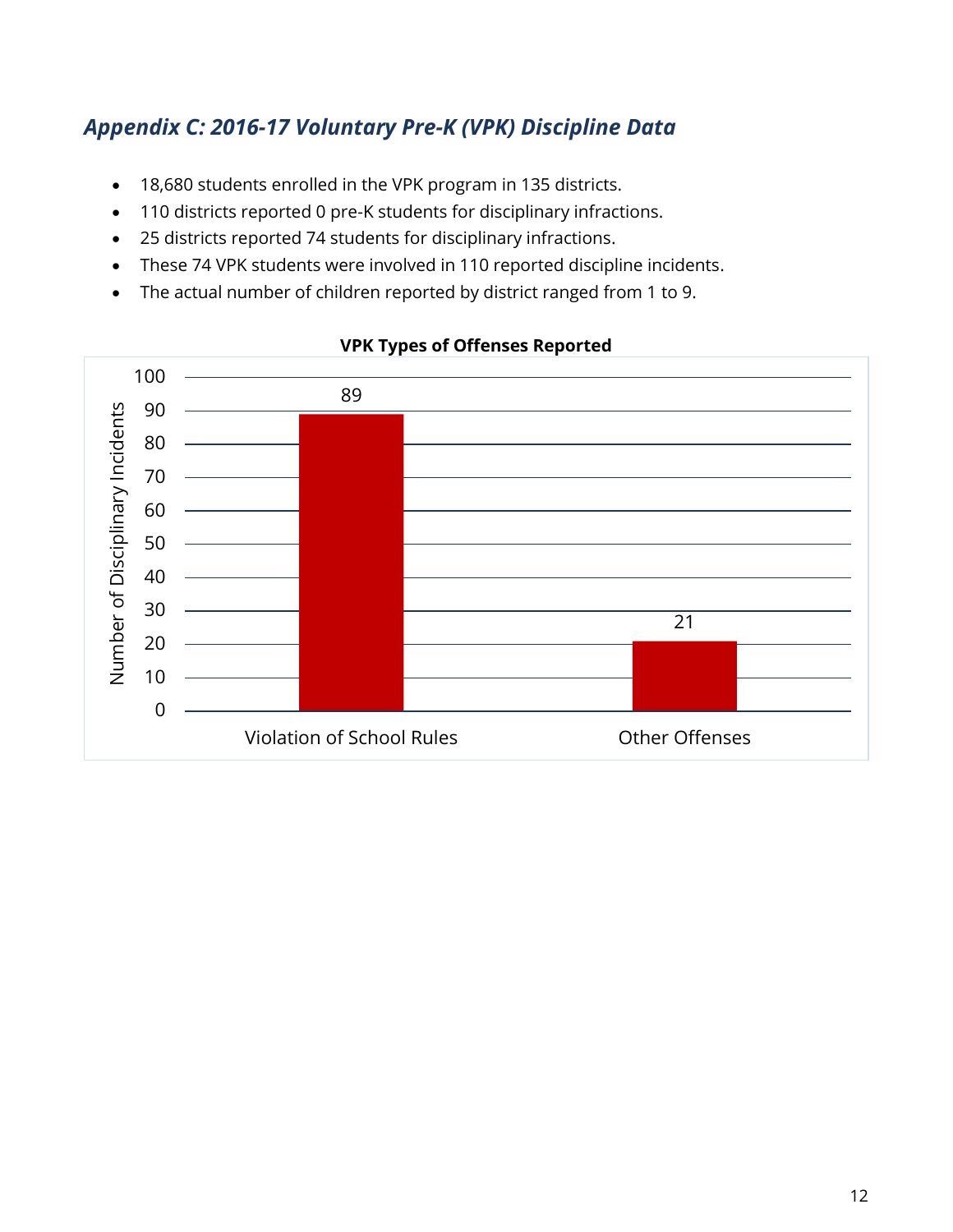## *Appendix C: 2016-17 Voluntary Pre-K (VPK) Discipline Data*

- 18,680 students enrolled in the VPK program in 135 districts.
- 110 districts reported 0 pre-K students for disciplinary infractions.
- 25 districts reported 74 students for disciplinary infractions.
- These 74 VPK students were involved in 110 reported discipline incidents.
- The actual number of children reported by district ranged from 1 to 9.

**VPK Types of Offenses Reported**

| Type of Offense | Number of Disciplinary Incidents |
|---|---|
| Violation of School Rules | 89 |
| Other Offenses | 21 |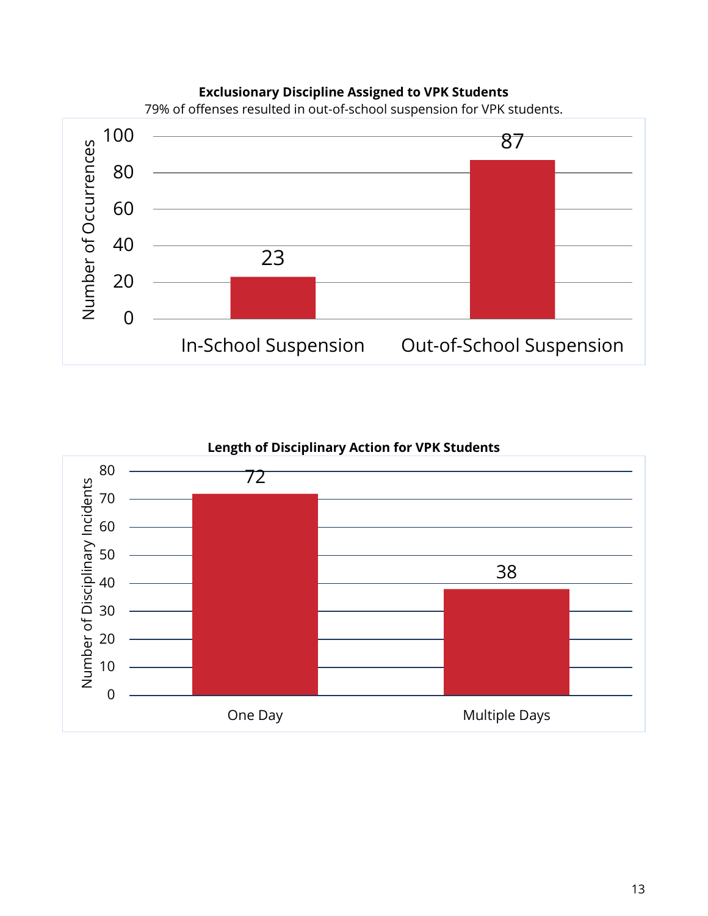**Exclusionary Discipline Assigned to VPK Students**

79% of offenses resulted in out-of-school suspension for VPK students.

| | Number of Occurrences |
|---|---|
| In-School Suspension | 23 |
| Out-of-School Suspension | 87 |

**Length of Disciplinary Action for VPK Students**

| | Number of Disciplinary Incidents |
|---|---|
| One Day | 72 |
| Multiple Days | 38 |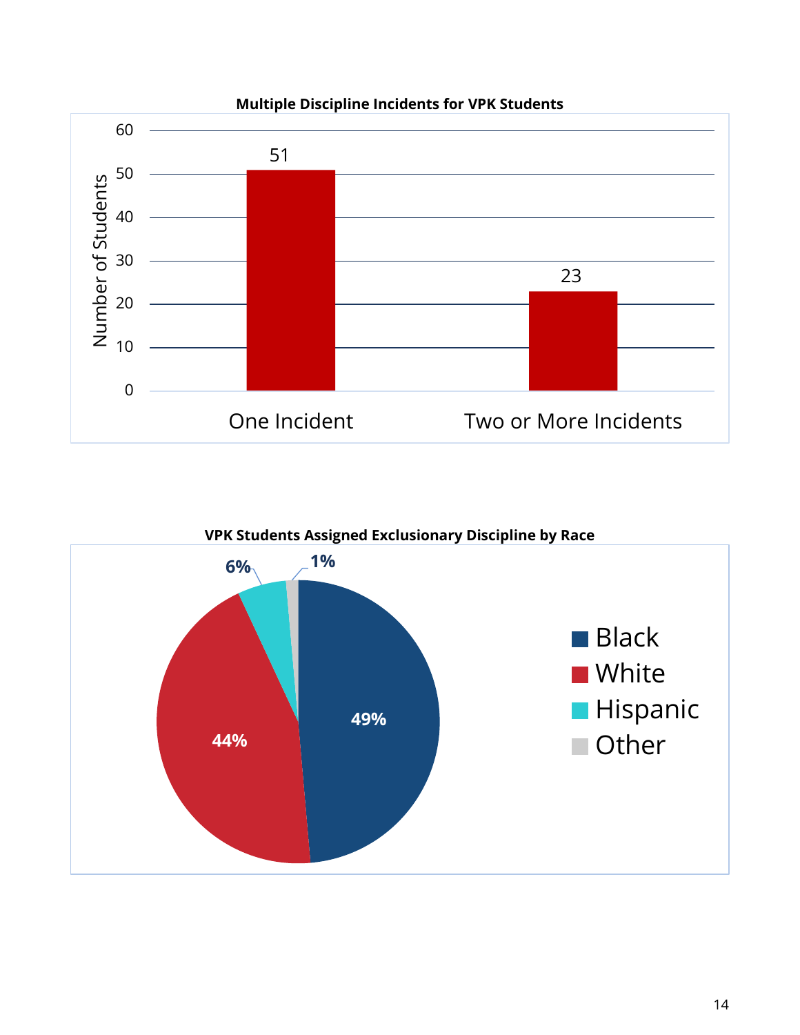**Multiple Discipline Incidents for VPK Students**

| | Number of Students |
|---|---|
| One Incident | 51 |
| Two or More Incidents | 23 |

**VPK Students Assigned Exclusionary Discipline by Race**

| Race | Percent |
|---|---|
| Black | 49% |
| White | 44% |
| Hispanic | 6% |
| Other | 1% |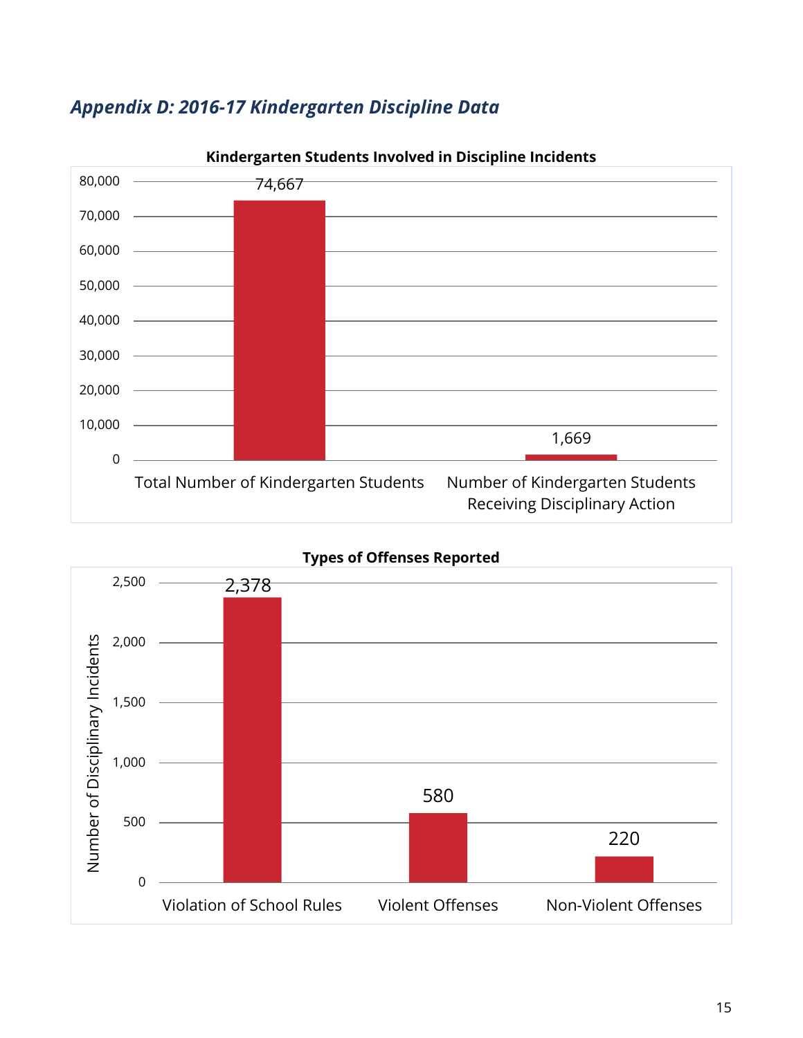## *Appendix D: 2016-17 Kindergarten Discipline Data*

**Kindergarten Students Involved in Discipline Incidents**

| Category | Number |
|---|---|
| Total Number of Kindergarten Students | 74,667 |
| Number of Kindergarten Students Receiving Disciplinary Action | 1,669 |

**Types of Offenses Reported**

| Type of Offense | Number of Disciplinary Incidents |
|---|---|
| Violation of School Rules | 2,378 |
| Violent Offenses | 580 |
| Non-Violent Offenses | 220 |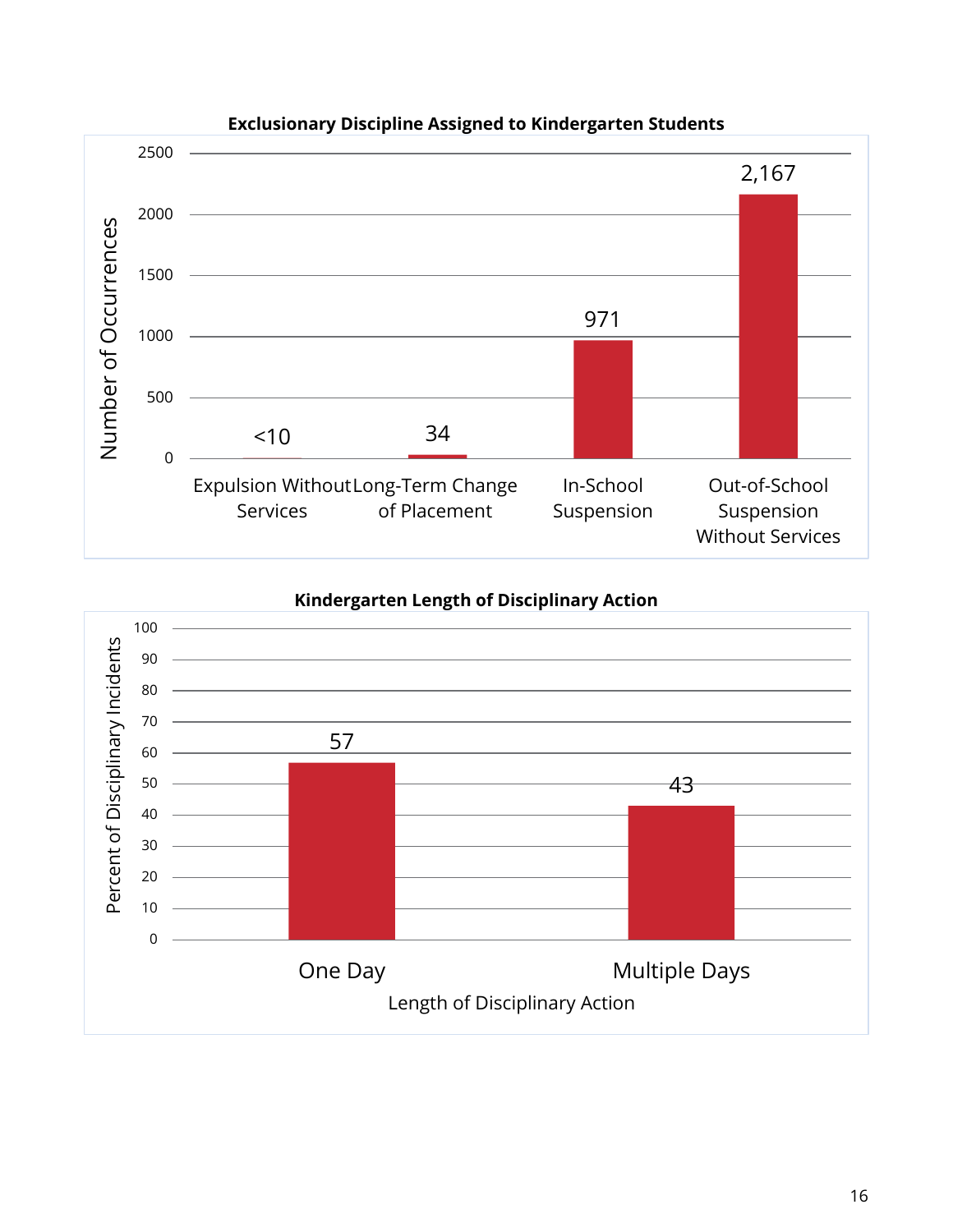**Exclusionary Discipline Assigned to Kindergarten Students**

| Category | Number of Occurrences |
|---|---|
| Expulsion Without Services | <10 |
| Long-Term Change of Placement | 34 |
| In-School Suspension | 971 |
| Out-of-School Suspension Without Services | 2,167 |

**Kindergarten Length of Disciplinary Action**

| Length of Disciplinary Action | Percent of Disciplinary Incidents |
|---|---|
| One Day | 57 |
| Multiple Days | 43 |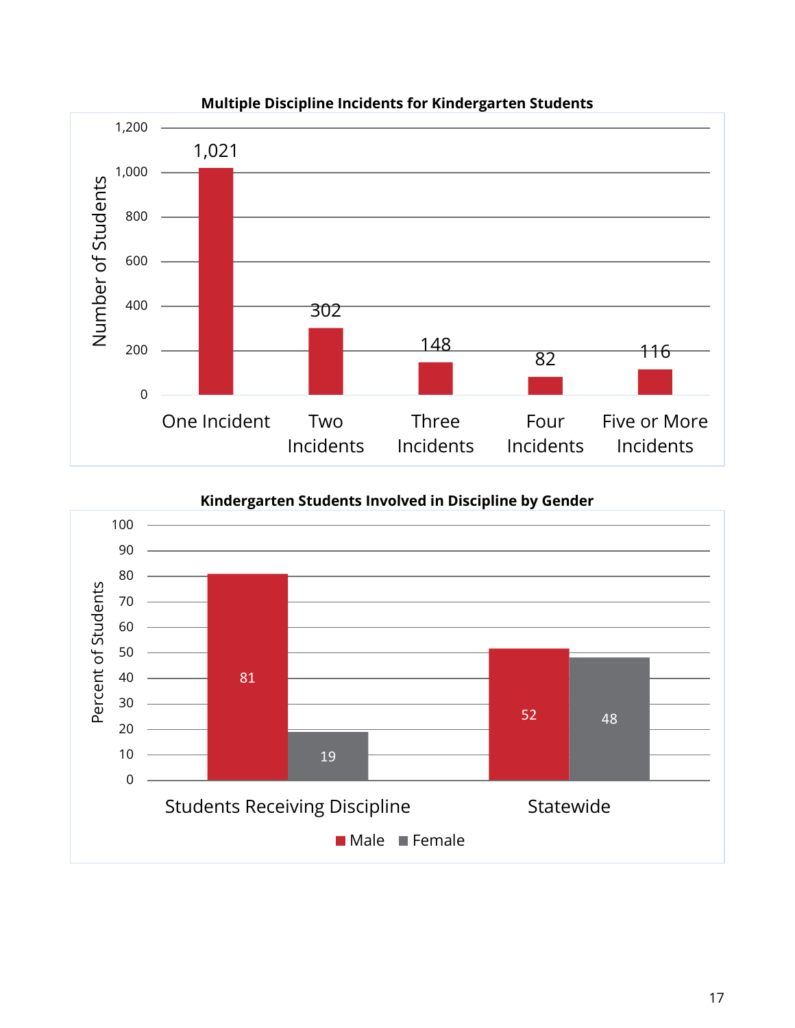**Multiple Discipline Incidents for Kindergarten Students**

| | Number of Students |
|---|---|
| One Incident | 1,021 |
| Two Incidents | 302 |
| Three Incidents | 148 |
| Four Incidents | 82 |
| Five or More Incidents | 116 |

**Kindergarten Students Involved in Discipline by Gender**

| Percent of Students | Male | Female |
|---|---|---|
| Students Receiving Discipline | 81 | 19 |
| Statewide | 52 | 48 |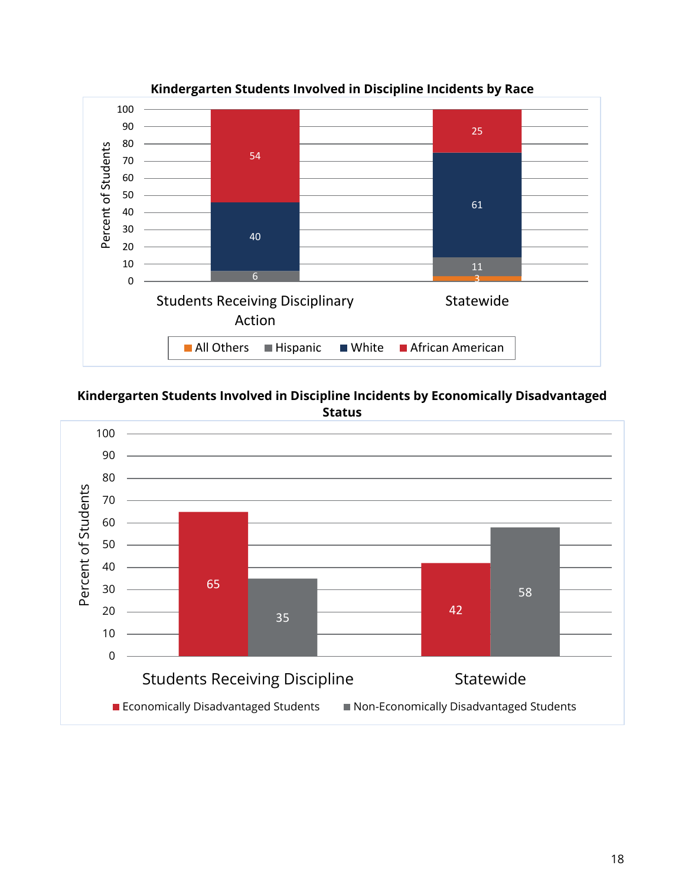**Kindergarten Students Involved in Discipline Incidents by Race**

| | All Others | Hispanic | White | African American |
|---|---|---|---|---|
| Students Receiving Disciplinary Action | | 6 | 40 | 54 |
| Statewide | 3 | 11 | 61 | 25 |

**Kindergarten Students Involved in Discipline Incidents by Economically Disadvantaged Status**

| | Economically Disadvantaged Students | Non-Economically Disadvantaged Students |
|---|---|---|
| Students Receiving Discipline | 65 | 35 |
| Statewide | 42 | 58 |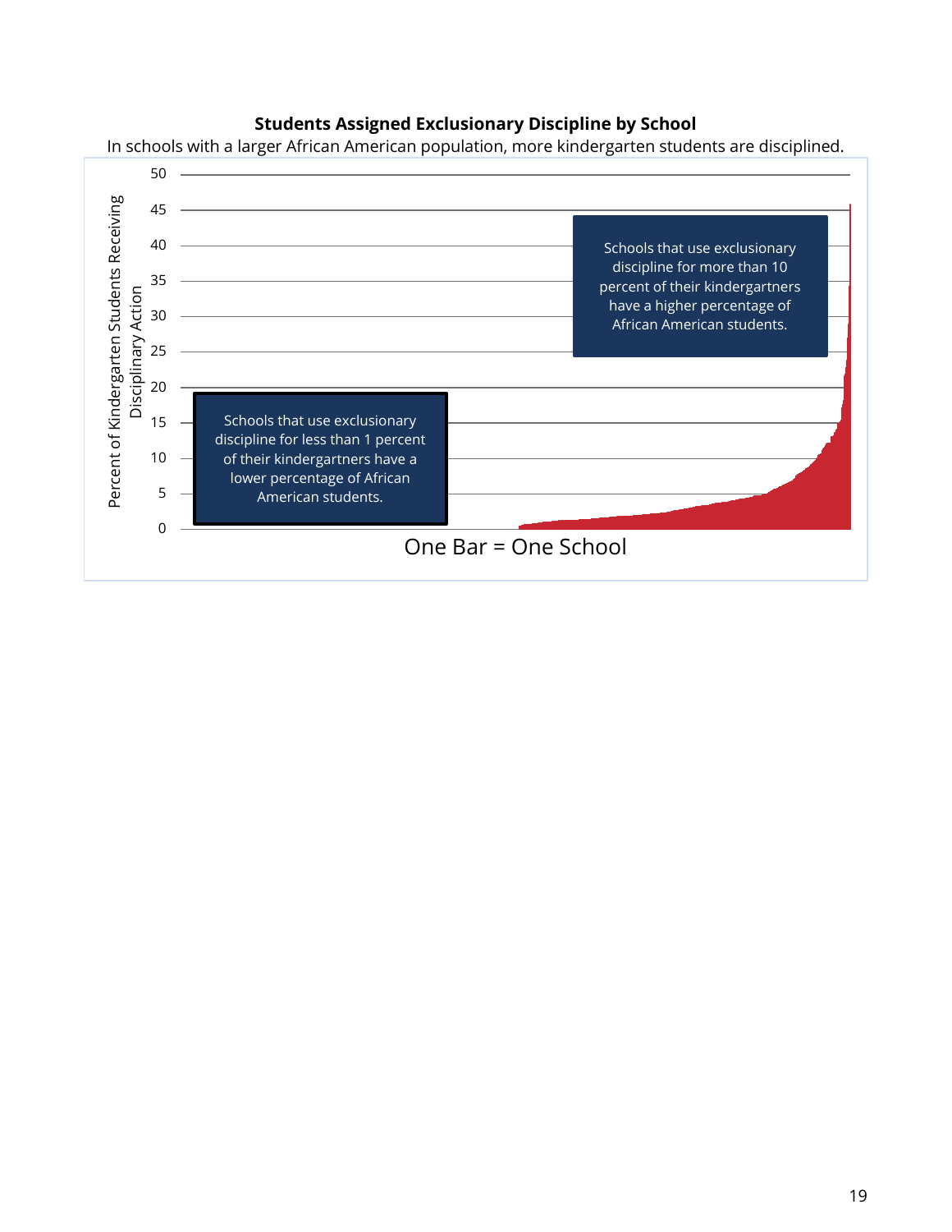**Students Assigned Exclusionary Discipline by School**

In schools with a larger African American population, more kindergarten students are disciplined.

Percent of Kindergarten Students Receiving Disciplinary Action

50
45
40
35
30
25
20
15
10
5
0

Schools that use exclusionary discipline for less than 1 percent of their kindergartners have a lower percentage of African American students.

Schools that use exclusionary discipline for more than 10 percent of their kindergartners have a higher percentage of African American students.

One Bar = One School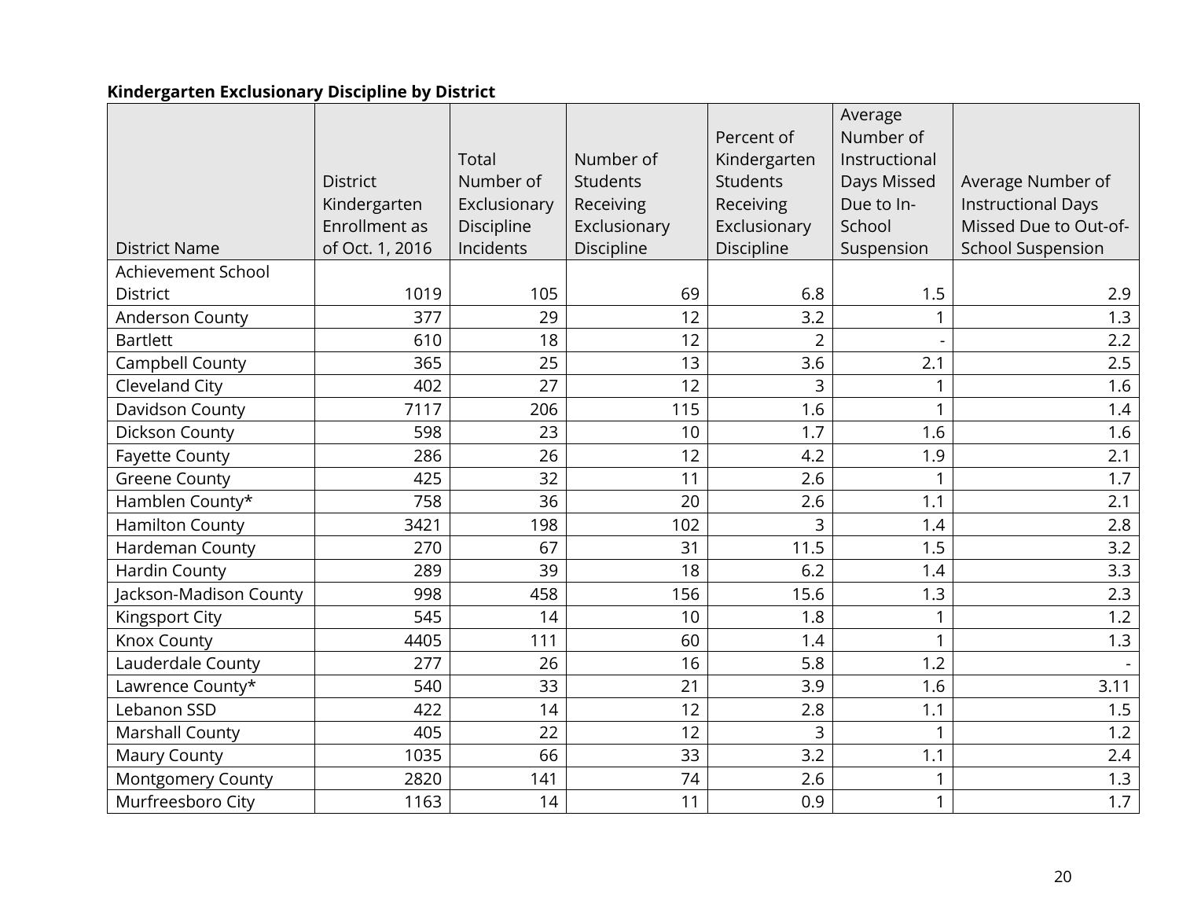**Kindergarten Exclusionary Discipline by District**

| District Name | District Kindergarten Enrollment as of Oct. 1, 2016 | Total Number of Exclusionary Discipline Incidents | Number of Students Receiving Exclusionary Discipline | Percent of Kindergarten Students Receiving Exclusionary Discipline | Average Number of Instructional Days Missed Due to In-School Suspension | Average Number of Instructional Days Missed Due to Out-of-School Suspension |
|---|---|---|---|---|---|---|
| Achievement School District | 1019 | 105 | 69 | 6.8 | 1.5 | 2.9 |
| Anderson County | 377 | 29 | 12 | 3.2 | 1 | 1.3 |
| Bartlett | 610 | 18 | 12 | 2 | - | 2.2 |
| Campbell County | 365 | 25 | 13 | 3.6 | 2.1 | 2.5 |
| Cleveland City | 402 | 27 | 12 | 3 | 1 | 1.6 |
| Davidson County | 7117 | 206 | 115 | 1.6 | 1 | 1.4 |
| Dickson County | 598 | 23 | 10 | 1.7 | 1.6 | 1.6 |
| Fayette County | 286 | 26 | 12 | 4.2 | 1.9 | 2.1 |
| Greene County | 425 | 32 | 11 | 2.6 | 1 | 1.7 |
| Hamblen County* | 758 | 36 | 20 | 2.6 | 1.1 | 2.1 |
| Hamilton County | 3421 | 198 | 102 | 3 | 1.4 | 2.8 |
| Hardeman County | 270 | 67 | 31 | 11.5 | 1.5 | 3.2 |
| Hardin County | 289 | 39 | 18 | 6.2 | 1.4 | 3.3 |
| Jackson-Madison County | 998 | 458 | 156 | 15.6 | 1.3 | 2.3 |
| Kingsport City | 545 | 14 | 10 | 1.8 | 1 | 1.2 |
| Knox County | 4405 | 111 | 60 | 1.4 | 1 | 1.3 |
| Lauderdale County | 277 | 26 | 16 | 5.8 | 1.2 | - |
| Lawrence County* | 540 | 33 | 21 | 3.9 | 1.6 | 3.11 |
| Lebanon SSD | 422 | 14 | 12 | 2.8 | 1.1 | 1.5 |
| Marshall County | 405 | 22 | 12 | 3 | 1 | 1.2 |
| Maury County | 1035 | 66 | 33 | 3.2 | 1.1 | 2.4 |
| Montgomery County | 2820 | 141 | 74 | 2.6 | 1 | 1.3 |
| Murfreesboro City | 1163 | 14 | 11 | 0.9 | 1 | 1.7 |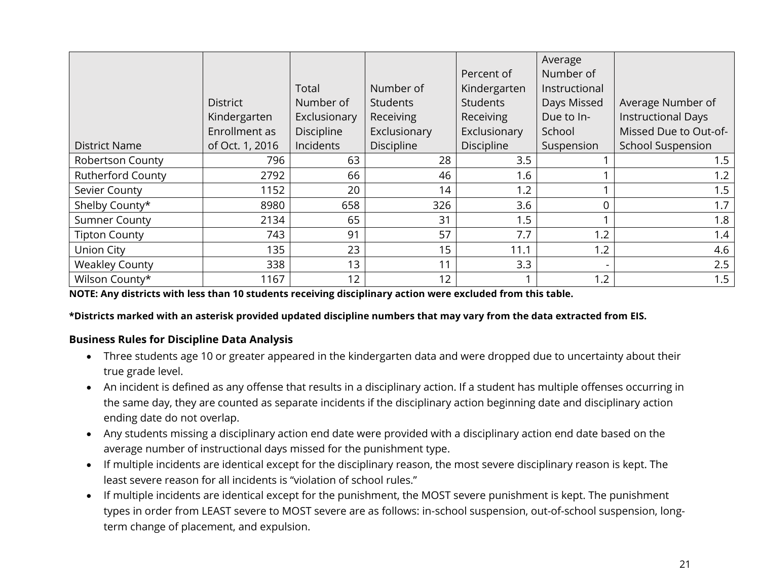| District Name | District Kindergarten Enrollment as of Oct. 1, 2016 | Total Number of Exclusionary Discipline Incidents | Number of Students Receiving Exclusionary Discipline | Percent of Kindergarten Students Receiving Exclusionary Discipline | Average Number of Instructional Days Missed Due to In-School Suspension | Average Number of Instructional Days Missed Due to Out-of-School Suspension |
|---|---|---|---|---|---|---|
| Robertson County | 796 | 63 | 28 | 3.5 | 1 | 1.5 |
| Rutherford County | 2792 | 66 | 46 | 1.6 | 1 | 1.2 |
| Sevier County | 1152 | 20 | 14 | 1.2 | 1 | 1.5 |
| Shelby County* | 8980 | 658 | 326 | 3.6 | 0 | 1.7 |
| Sumner County | 2134 | 65 | 31 | 1.5 | 1 | 1.8 |
| Tipton County | 743 | 91 | 57 | 7.7 | 1.2 | 1.4 |
| Union City | 135 | 23 | 15 | 11.1 | 1.2 | 4.6 |
| Weakley County | 338 | 13 | 11 | 3.3 | - | 2.5 |
| Wilson County* | 1167 | 12 | 12 | 1 | 1.2 | 1.5 |

**NOTE: Any districts with less than 10 students receiving disciplinary action were excluded from this table.**

**\*Districts marked with an asterisk provided updated discipline numbers that may vary from the data extracted from EIS.**

### Business Rules for Discipline Data Analysis

- Three students age 10 or greater appeared in the kindergarten data and were dropped due to uncertainty about their true grade level.
- An incident is defined as any offense that results in a disciplinary action. If a student has multiple offenses occurring in the same day, they are counted as separate incidents if the disciplinary action beginning date and disciplinary action ending date do not overlap.
- Any students missing a disciplinary action end date were provided with a disciplinary action end date based on the average number of instructional days missed for the punishment type.
- If multiple incidents are identical except for the disciplinary reason, the most severe disciplinary reason is kept. The least severe reason for all incidents is "violation of school rules."
- If multiple incidents are identical except for the punishment, the MOST severe punishment is kept. The punishment types in order from LEAST severe to MOST severe are as follows: in-school suspension, out-of-school suspension, long-term change of placement, and expulsion.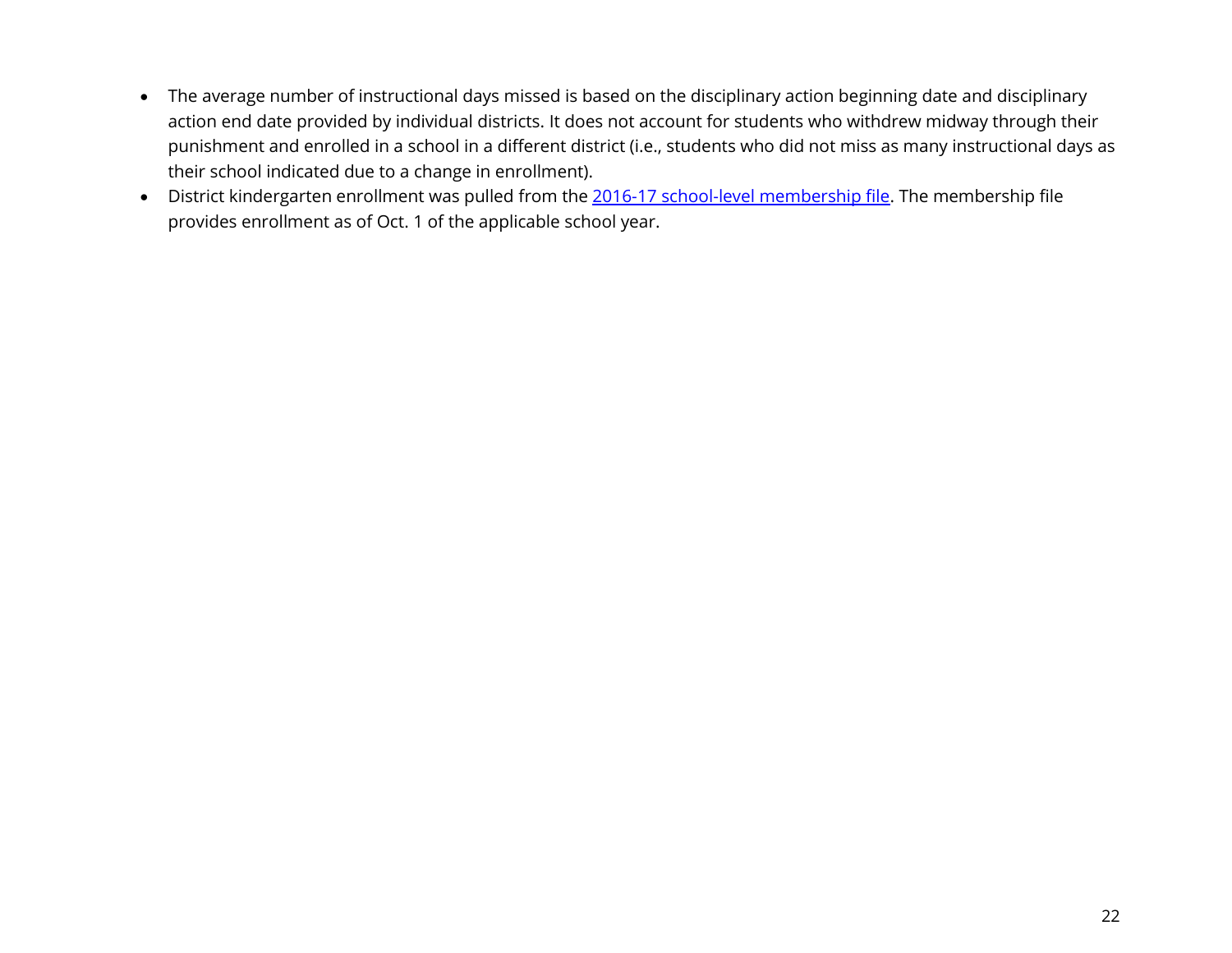- The average number of instructional days missed is based on the disciplinary action beginning date and disciplinary action end date provided by individual districts. It does not account for students who withdrew midway through their punishment and enrolled in a school in a different district (i.e., students who did not miss as many instructional days as their school indicated due to a change in enrollment).
- District kindergarten enrollment was pulled from the 2016-17 school-level membership file. The membership file provides enrollment as of Oct. 1 of the applicable school year.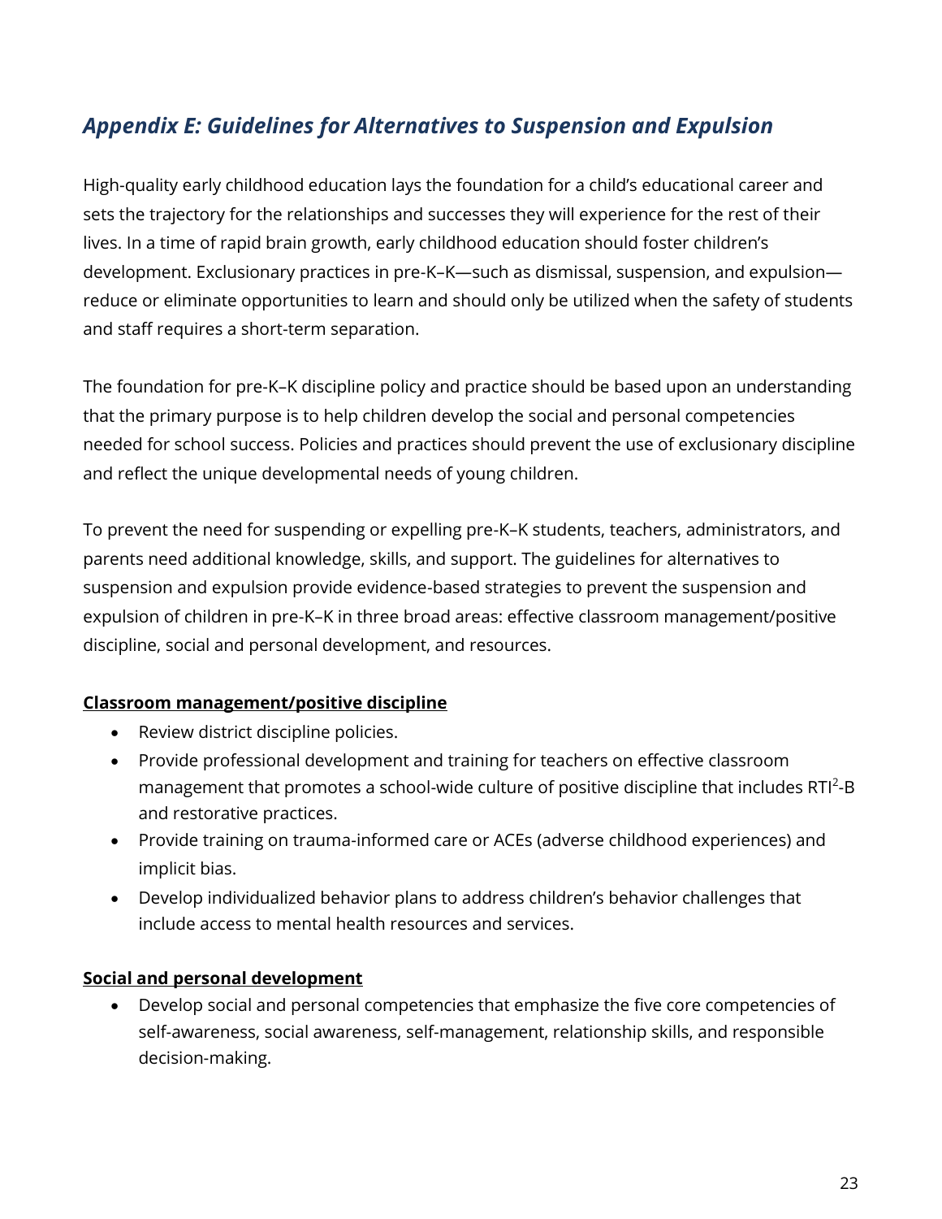## *Appendix E: Guidelines for Alternatives to Suspension and Expulsion*

High-quality early childhood education lays the foundation for a child's educational career and sets the trajectory for the relationships and successes they will experience for the rest of their lives. In a time of rapid brain growth, early childhood education should foster children's development. Exclusionary practices in pre-K–K—such as dismissal, suspension, and expulsion—reduce or eliminate opportunities to learn and should only be utilized when the safety of students and staff requires a short-term separation.

The foundation for pre-K–K discipline policy and practice should be based upon an understanding that the primary purpose is to help children develop the social and personal competencies needed for school success. Policies and practices should prevent the use of exclusionary discipline and reflect the unique developmental needs of young children.

To prevent the need for suspending or expelling pre-K–K students, teachers, administrators, and parents need additional knowledge, skills, and support. The guidelines for alternatives to suspension and expulsion provide evidence-based strategies to prevent the suspension and expulsion of children in pre-K–K in three broad areas: effective classroom management/positive discipline, social and personal development, and resources.

**Classroom management/positive discipline**

- Review district discipline policies.
- Provide professional development and training for teachers on effective classroom management that promotes a school-wide culture of positive discipline that includes RTI²-B and restorative practices.
- Provide training on trauma-informed care or ACEs (adverse childhood experiences) and implicit bias.
- Develop individualized behavior plans to address children's behavior challenges that include access to mental health resources and services.

**Social and personal development**

- Develop social and personal competencies that emphasize the five core competencies of self-awareness, social awareness, self-management, relationship skills, and responsible decision-making.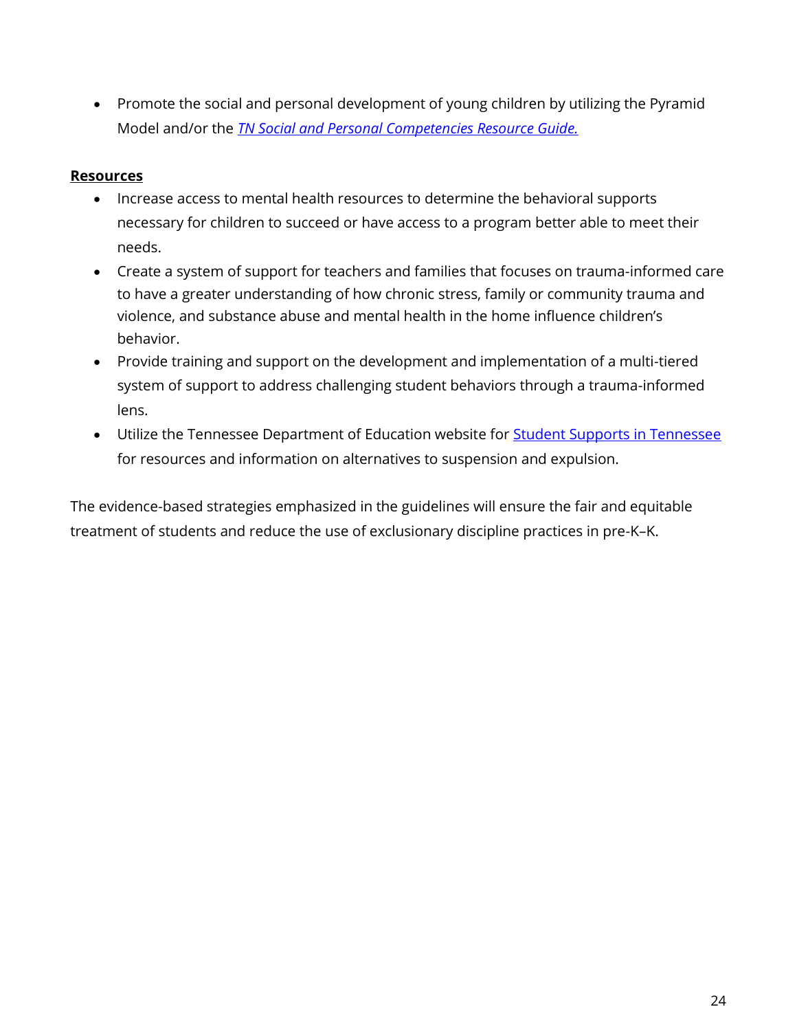- Promote the social and personal development of young children by utilizing the Pyramid Model and/or the *TN Social and Personal Competencies Resource Guide.*

**Resources**

- Increase access to mental health resources to determine the behavioral supports necessary for children to succeed or have access to a program better able to meet their needs.
- Create a system of support for teachers and families that focuses on trauma-informed care to have a greater understanding of how chronic stress, family or community trauma and violence, and substance abuse and mental health in the home influence children's behavior.
- Provide training and support on the development and implementation of a multi-tiered system of support to address challenging student behaviors through a trauma-informed lens.
- Utilize the Tennessee Department of Education website for Student Supports in Tennessee for resources and information on alternatives to suspension and expulsion.

The evidence-based strategies emphasized in the guidelines will ensure the fair and equitable treatment of students and reduce the use of exclusionary discipline practices in pre-K–K.